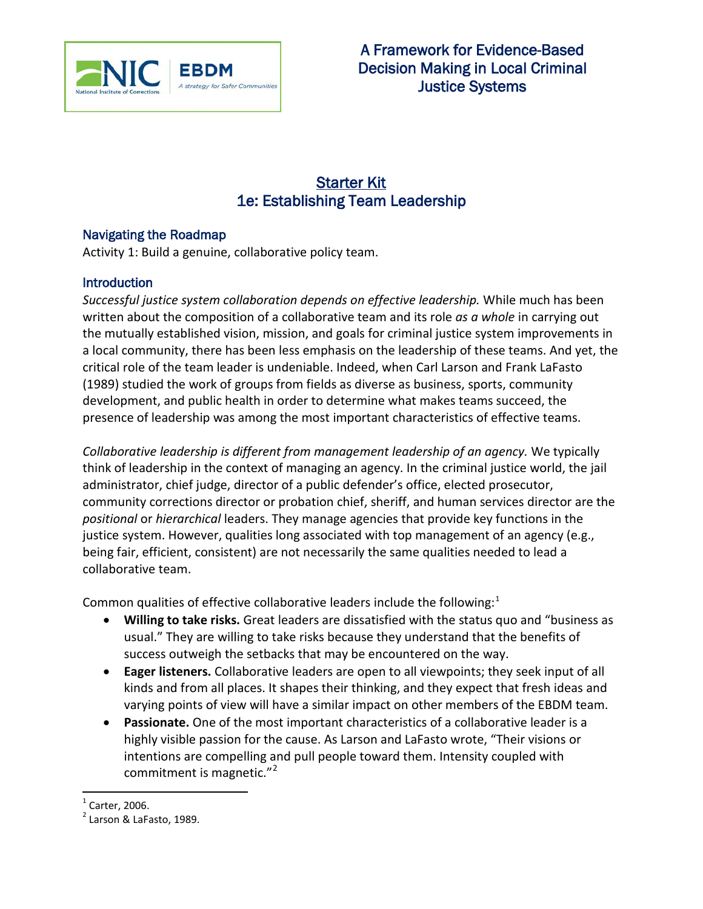# A Framework for Evidence-Based Decision Making in Local Criminal Justice Systems

## Starter Kit
## 1e: Establishing Team Leadership

### Navigating the Roadmap

Activity 1: Build a genuine, collaborative policy team.

### Introduction

*Successful justice system collaboration depends on effective leadership.* While much has been written about the composition of a collaborative team and its role *as a whole* in carrying out the mutually established vision, mission, and goals for criminal justice system improvements in a local community, there has been less emphasis on the leadership of these teams. And yet, the critical role of the team leader is undeniable. Indeed, when Carl Larson and Frank LaFasto (1989) studied the work of groups from fields as diverse as business, sports, community development, and public health in order to determine what makes teams succeed, the presence of leadership was among the most important characteristics of effective teams.

*Collaborative leadership is different from management leadership of an agency.* We typically think of leadership in the context of managing an agency. In the criminal justice world, the jail administrator, chief judge, director of a public defender's office, elected prosecutor, community corrections director or probation chief, sheriff, and human services director are the *positional* or *hierarchical* leaders. They manage agencies that provide key functions in the justice system. However, qualities long associated with top management of an agency (e.g., being fair, efficient, consistent) are not necessarily the same qualities needed to lead a collaborative team.

Common qualities of effective collaborative leaders include the following:[1]

- **Willing to take risks.** Great leaders are dissatisfied with the status quo and "business as usual." They are willing to take risks because they understand that the benefits of success outweigh the setbacks that may be encountered on the way.
- **Eager listeners.** Collaborative leaders are open to all viewpoints; they seek input of all kinds and from all places. It shapes their thinking, and they expect that fresh ideas and varying points of view will have a similar impact on other members of the EBDM team.
- **Passionate.** One of the most important characteristics of a collaborative leader is a highly visible passion for the cause. As Larson and LaFasto wrote, "Their visions or intentions are compelling and pull people toward them. Intensity coupled with commitment is magnetic."[2]

---

[1] Carter, 2006.

[2] Larson & LaFasto, 1989.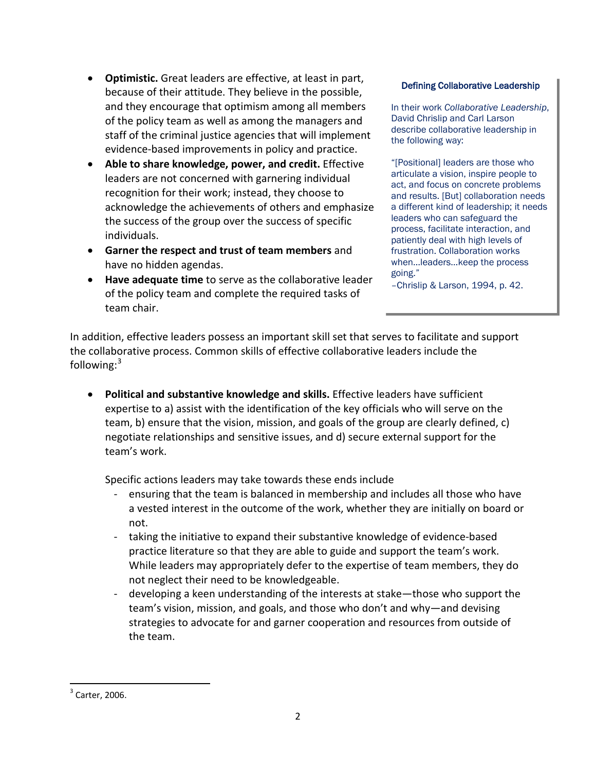- **Optimistic.** Great leaders are effective, at least in part, because of their attitude. They believe in the possible, and they encourage that optimism among all members of the policy team as well as among the managers and staff of the criminal justice agencies that will implement evidence-based improvements in policy and practice.
- **Able to share knowledge, power, and credit.** Effective leaders are not concerned with garnering individual recognition for their work; instead, they choose to acknowledge the achievements of others and emphasize the success of the group over the success of specific individuals.
- **Garner the respect and trust of team members** and have no hidden agendas.
- **Have adequate time** to serve as the collaborative leader of the policy team and complete the required tasks of team chair.

> **Defining Collaborative Leadership**
>
> In their work *Collaborative Leadership*, David Chrislip and Carl Larson describe collaborative leadership in the following way:
>
> "[Positional] leaders are those who articulate a vision, inspire people to act, and focus on concrete problems and results. [But] collaboration needs a different kind of leadership; it needs leaders who can safeguard the process, facilitate interaction, and patiently deal with high levels of frustration. Collaboration works when…leaders…keep the process going."
>
> –Chrislip & Larson, 1994, p. 42.

In addition, effective leaders possess an important skill set that serves to facilitate and support the collaborative process. Common skills of effective collaborative leaders include the following:[3]

- **Political and substantive knowledge and skills.** Effective leaders have sufficient expertise to a) assist with the identification of the key officials who will serve on the team, b) ensure that the vision, mission, and goals of the group are clearly defined, c) negotiate relationships and sensitive issues, and d) secure external support for the team's work.

  Specific actions leaders may take towards these ends include

  - ensuring that the team is balanced in membership and includes all those who have a vested interest in the outcome of the work, whether they are initially on board or not.
  - taking the initiative to expand their substantive knowledge of evidence-based practice literature so that they are able to guide and support the team's work. While leaders may appropriately defer to the expertise of team members, they do not neglect their need to be knowledgeable.
  - developing a keen understanding of the interests at stake—those who support the team's vision, mission, and goals, and those who don't and why—and devising strategies to advocate for and garner cooperation and resources from outside of the team.

---

[3] Carter, 2006.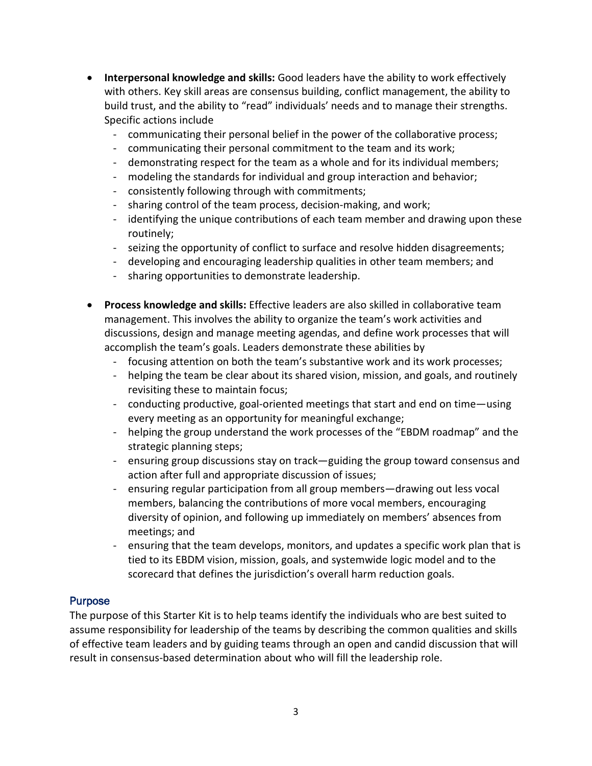- **Interpersonal knowledge and skills:** Good leaders have the ability to work effectively with others. Key skill areas are consensus building, conflict management, the ability to build trust, and the ability to "read" individuals' needs and to manage their strengths. Specific actions include
  - communicating their personal belief in the power of the collaborative process;
  - communicating their personal commitment to the team and its work;
  - demonstrating respect for the team as a whole and for its individual members;
  - modeling the standards for individual and group interaction and behavior;
  - consistently following through with commitments;
  - sharing control of the team process, decision-making, and work;
  - identifying the unique contributions of each team member and drawing upon these routinely;
  - seizing the opportunity of conflict to surface and resolve hidden disagreements;
  - developing and encouraging leadership qualities in other team members; and
  - sharing opportunities to demonstrate leadership.

- **Process knowledge and skills:** Effective leaders are also skilled in collaborative team management. This involves the ability to organize the team's work activities and discussions, design and manage meeting agendas, and define work processes that will accomplish the team's goals. Leaders demonstrate these abilities by
  - focusing attention on both the team's substantive work and its work processes;
  - helping the team be clear about its shared vision, mission, and goals, and routinely revisiting these to maintain focus;
  - conducting productive, goal-oriented meetings that start and end on time—using every meeting as an opportunity for meaningful exchange;
  - helping the group understand the work processes of the "EBDM roadmap" and the strategic planning steps;
  - ensuring group discussions stay on track—guiding the group toward consensus and action after full and appropriate discussion of issues;
  - ensuring regular participation from all group members—drawing out less vocal members, balancing the contributions of more vocal members, encouraging diversity of opinion, and following up immediately on members' absences from meetings; and
  - ensuring that the team develops, monitors, and updates a specific work plan that is tied to its EBDM vision, mission, goals, and systemwide logic model and to the scorecard that defines the jurisdiction's overall harm reduction goals.

## Purpose

The purpose of this Starter Kit is to help teams identify the individuals who are best suited to assume responsibility for leadership of the teams by describing the common qualities and skills of effective team leaders and by guiding teams through an open and candid discussion that will result in consensus-based determination about who will fill the leadership role.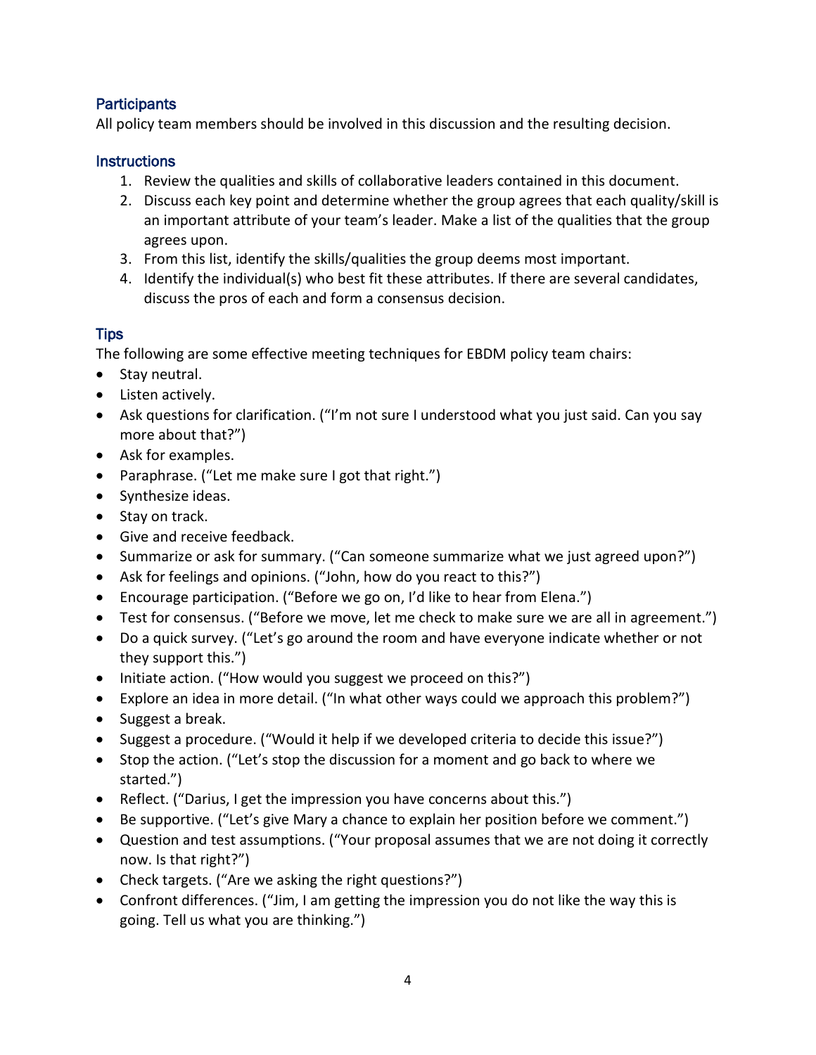### Participants

All policy team members should be involved in this discussion and the resulting decision.

### Instructions

1. Review the qualities and skills of collaborative leaders contained in this document.
2. Discuss each key point and determine whether the group agrees that each quality/skill is an important attribute of your team's leader. Make a list of the qualities that the group agrees upon.
3. From this list, identify the skills/qualities the group deems most important.
4. Identify the individual(s) who best fit these attributes. If there are several candidates, discuss the pros of each and form a consensus decision.

### Tips

The following are some effective meeting techniques for EBDM policy team chairs:

- Stay neutral.
- Listen actively.
- Ask questions for clarification. ("I'm not sure I understood what you just said. Can you say more about that?")
- Ask for examples.
- Paraphrase. ("Let me make sure I got that right.")
- Synthesize ideas.
- Stay on track.
- Give and receive feedback.
- Summarize or ask for summary. ("Can someone summarize what we just agreed upon?")
- Ask for feelings and opinions. ("John, how do you react to this?")
- Encourage participation. ("Before we go on, I'd like to hear from Elena.")
- Test for consensus. ("Before we move, let me check to make sure we are all in agreement.")
- Do a quick survey. ("Let's go around the room and have everyone indicate whether or not they support this.")
- Initiate action. ("How would you suggest we proceed on this?")
- Explore an idea in more detail. ("In what other ways could we approach this problem?")
- Suggest a break.
- Suggest a procedure. ("Would it help if we developed criteria to decide this issue?")
- Stop the action. ("Let's stop the discussion for a moment and go back to where we started.")
- Reflect. ("Darius, I get the impression you have concerns about this.")
- Be supportive. ("Let's give Mary a chance to explain her position before we comment.")
- Question and test assumptions. ("Your proposal assumes that we are not doing it correctly now. Is that right?")
- Check targets. ("Are we asking the right questions?")
- Confront differences. ("Jim, I am getting the impression you do not like the way this is going. Tell us what you are thinking.")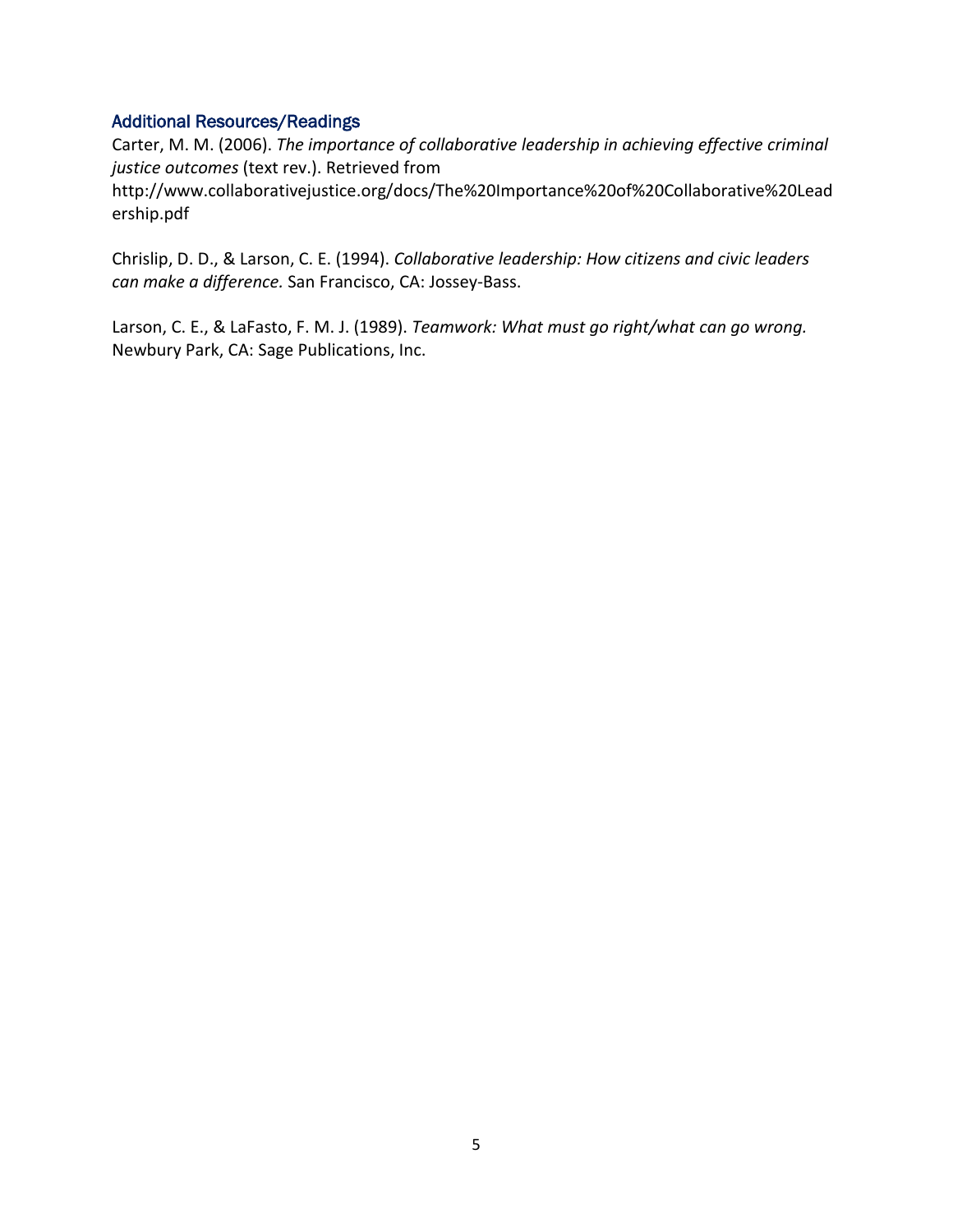### Additional Resources/Readings

Carter, M. M. (2006). *The importance of collaborative leadership in achieving effective criminal justice outcomes* (text rev.). Retrieved from http://www.collaborativejustice.org/docs/The%20Importance%20of%20Collaborative%20Leadership.pdf

Chrislip, D. D., & Larson, C. E. (1994). *Collaborative leadership: How citizens and civic leaders can make a difference.* San Francisco, CA: Jossey-Bass.

Larson, C. E., & LaFasto, F. M. J. (1989). *Teamwork: What must go right/what can go wrong.* Newbury Park, CA: Sage Publications, Inc.